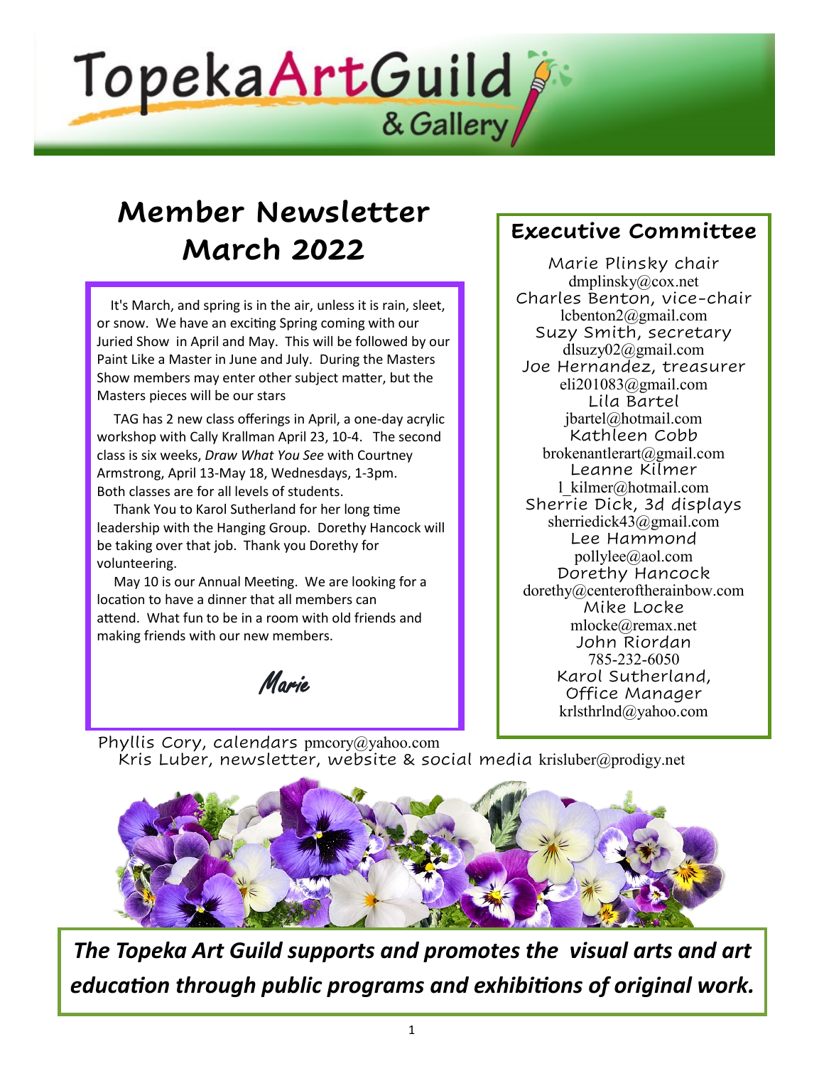# Topeka Art Guild & Gallery

## Member Newsletter
## March 2022

It's March, and spring is in the air, unless it is rain, sleet, or snow. We have an exciting Spring coming with our Juried Show in April and May. This will be followed by our Paint Like a Master in June and July. During the Masters Show members may enter other subject matter, but the Masters pieces will be our stars

TAG has 2 new class offerings in April, a one-day acrylic workshop with Cally Krallman April 23, 10-4. The second class is six weeks, *Draw What You See* with Courtney Armstrong, April 13-May 18, Wednesdays, 1-3pm. Both classes are for all levels of students.

Thank You to Karol Sutherland for her long time leadership with the Hanging Group. Dorethy Hancock will be taking over that job. Thank you Dorethy for volunteering.

May 10 is our Annual Meeting. We are looking for a location to have a dinner that all members can attend. What fun to be in a room with old friends and making friends with our new members.

*Marie*

## Executive Committee

Marie Plinsky chair
dmplinsky@cox.net

Charles Benton, vice-chair
lcbenton2@gmail.com

Suzy Smith, secretary
dlsuzy02@gmail.com

Joe Hernandez, treasurer
eli201083@gmail.com

Lila Bartel
jbartel@hotmail.com

Kathleen Cobb
brokenantlerart@gmail.com

Leanne Kilmer
l_kilmer@hotmail.com

Sherrie Dick, 3d displays
sherriedick43@gmail.com

Lee Hammond
pollylee@aol.com

Dorethy Hancock
dorethy@centeroftherainbow.com

Mike Locke
mlocke@remax.net

John Riordan
785-232-6050

Karol Sutherland, Office Manager
krlsthrlnd@yahoo.com

Phyllis Cory, calendars pmcory@yahoo.com

Kris Luber, newsletter, website & social media krisluber@prodigy.net

***The Topeka Art Guild supports and promotes the visual arts and art education through public programs and exhibitions of original work.***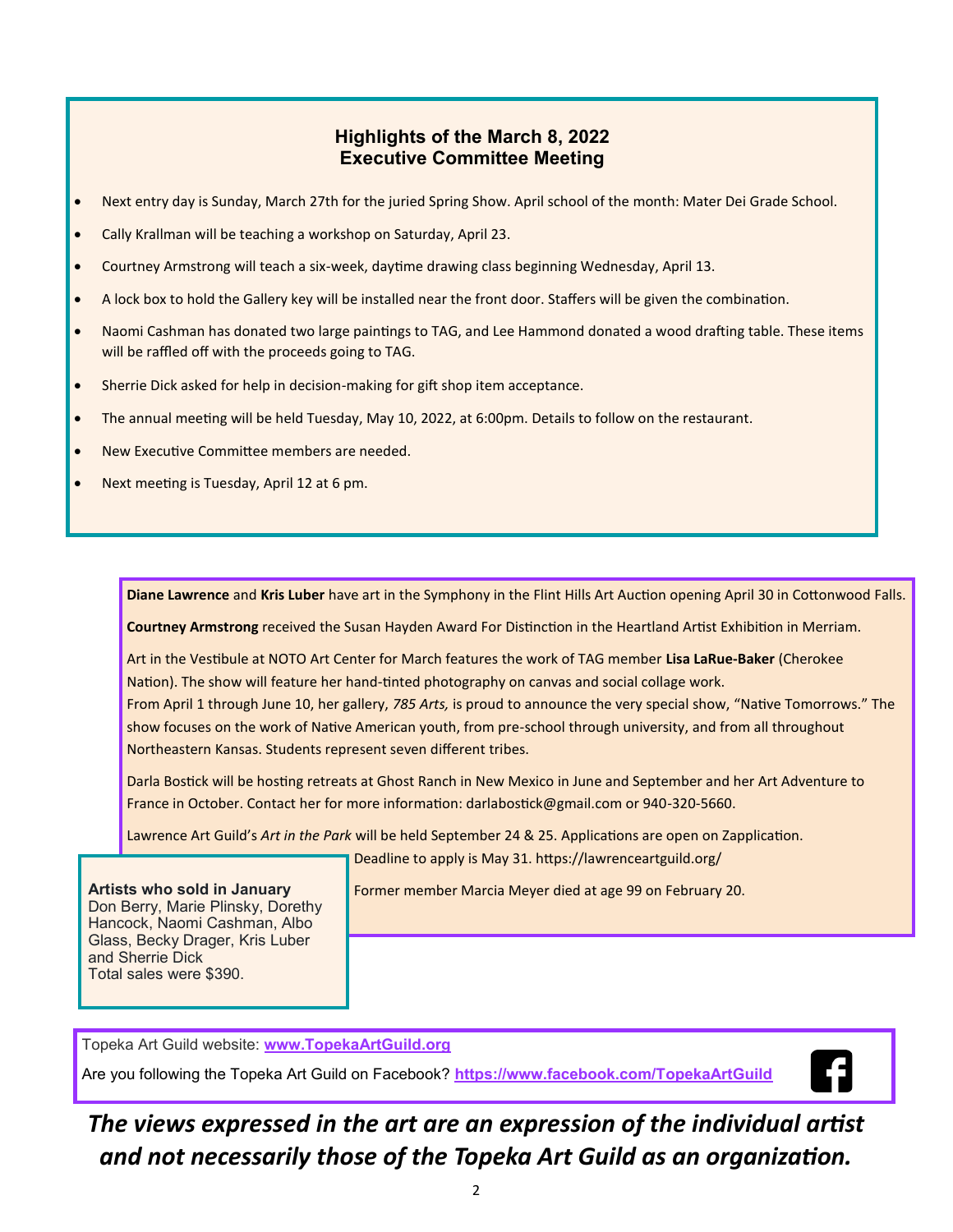## Highlights of the March 8, 2022 Executive Committee Meeting

- Next entry day is Sunday, March 27th for the juried Spring Show. April school of the month: Mater Dei Grade School.
- Cally Krallman will be teaching a workshop on Saturday, April 23.
- Courtney Armstrong will teach a six-week, daytime drawing class beginning Wednesday, April 13.
- A lock box to hold the Gallery key will be installed near the front door. Staffers will be given the combination.
- Naomi Cashman has donated two large paintings to TAG, and Lee Hammond donated a wood drafting table. These items will be raffled off with the proceeds going to TAG.
- Sherrie Dick asked for help in decision-making for gift shop item acceptance.
- The annual meeting will be held Tuesday, May 10, 2022, at 6:00pm. Details to follow on the restaurant.
- New Executive Committee members are needed.
- Next meeting is Tuesday, April 12 at 6 pm.

**Diane Lawrence** and **Kris Luber** have art in the Symphony in the Flint Hills Art Auction opening April 30 in Cottonwood Falls.

**Courtney Armstrong** received the Susan Hayden Award For Distinction in the Heartland Artist Exhibition in Merriam.

Art in the Vestibule at NOTO Art Center for March features the work of TAG member **Lisa LaRue-Baker** (Cherokee Nation). The show will feature her hand-tinted photography on canvas and social collage work.
From April 1 through June 10, her gallery, *785 Arts,* is proud to announce the very special show, "Native Tomorrows." The show focuses on the work of Native American youth, from pre-school through university, and from all throughout Northeastern Kansas. Students represent seven different tribes.

Darla Bostick will be hosting retreats at Ghost Ranch in New Mexico in June and September and her Art Adventure to France in October. Contact her for more information: darlabostick@gmail.com or 940-320-5660.

Lawrence Art Guild's *Art in the Park* will be held September 24 & 25. Applications are open on Zapplication. Deadline to apply is May 31. https://lawrenceartguild.org/

Former member Marcia Meyer died at age 99 on February 20.

**Artists who sold in January**
Don Berry, Marie Plinsky, Dorethy Hancock, Naomi Cashman, Albo Glass, Becky Drager, Kris Luber and Sherrie Dick
Total sales were $390.

Topeka Art Guild website: **www.TopekaArtGuild.org**

Are you following the Topeka Art Guild on Facebook? **https://www.facebook.com/TopekaArtGuild**

***The views expressed in the art are an expression of the individual artist and not necessarily those of the Topeka Art Guild as an organization.***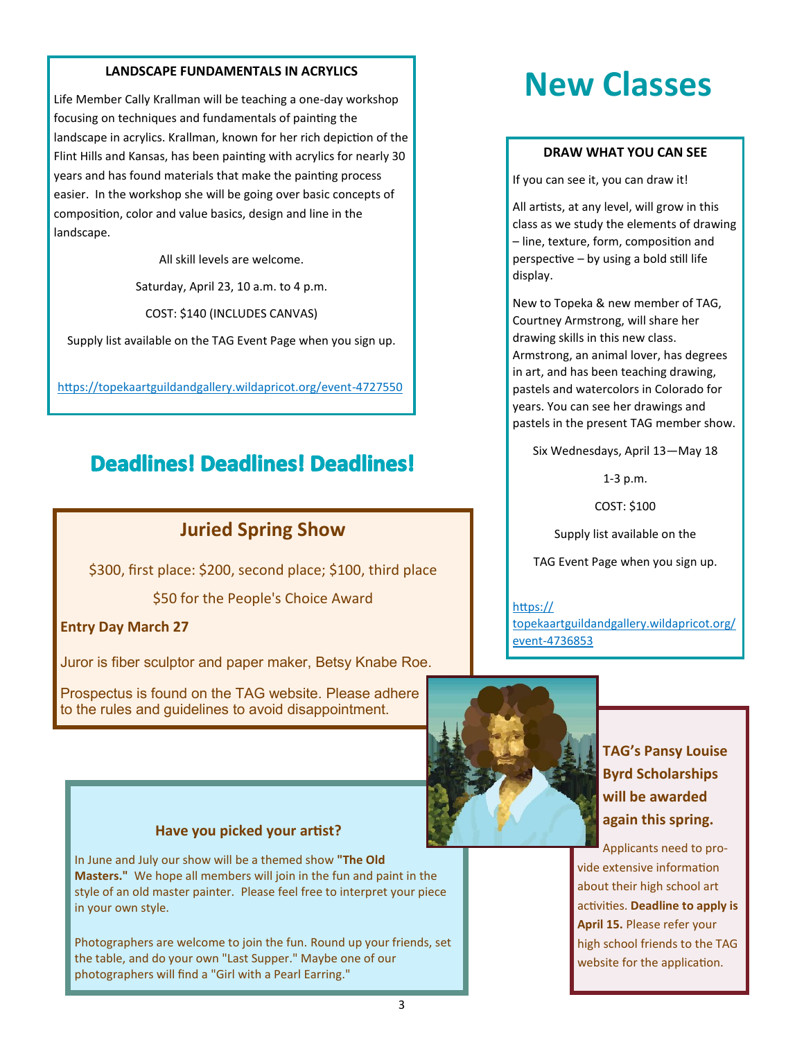### LANDSCAPE FUNDAMENTALS IN ACRYLICS

Life Member Cally Krallman will be teaching a one-day workshop focusing on techniques and fundamentals of painting the landscape in acrylics. Krallman, known for her rich depiction of the Flint Hills and Kansas, has been painting with acrylics for nearly 30 years and has found materials that make the painting process easier. In the workshop she will be going over basic concepts of composition, color and value basics, design and line in the landscape.

All skill levels are welcome.

Saturday, April 23, 10 a.m. to 4 p.m.

COST: $140 (INCLUDES CANVAS)

Supply list available on the TAG Event Page when you sign up.

https://topekaartguildandgallery.wildapricot.org/event-4727550

# New Classes

### DRAW WHAT YOU CAN SEE

If you can see it, you can draw it!

All artists, at any level, will grow in this class as we study the elements of drawing – line, texture, form, composition and perspective – by using a bold still life display.

New to Topeka & new member of TAG, Courtney Armstrong, will share her drawing skills in this new class. Armstrong, an animal lover, has degrees in art, and has been teaching drawing, pastels and watercolors in Colorado for years. You can see her drawings and pastels in the present TAG member show.

Six Wednesdays, April 13—May 18

1-3 p.m.

COST: $100

Supply list available on the

TAG Event Page when you sign up.

https://topekaartguildandgallery.wildapricot.org/event-4736853

## Deadlines! Deadlines! Deadlines!

### Juried Spring Show

$300, first place: $200, second place; $100, third place

$50 for the People's Choice Award

**Entry Day March 27**

Juror is fiber sculptor and paper maker, Betsy Knabe Roe.

Prospectus is found on the TAG website. Please adhere to the rules and guidelines to avoid disappointment.

### TAG's Pansy Louise Byrd Scholarships will be awarded again this spring.

Applicants need to provide extensive information about their high school art activities. **Deadline to apply is April 15.** Please refer your high school friends to the TAG website for the application.

### Have you picked your artist?

In June and July our show will be a themed show **"The Old Masters."** We hope all members will join in the fun and paint in the style of an old master painter. Please feel free to interpret your piece in your own style.

Photographers are welcome to join the fun. Round up your friends, set the table, and do your own "Last Supper." Maybe one of our photographers will find a "Girl with a Pearl Earring."